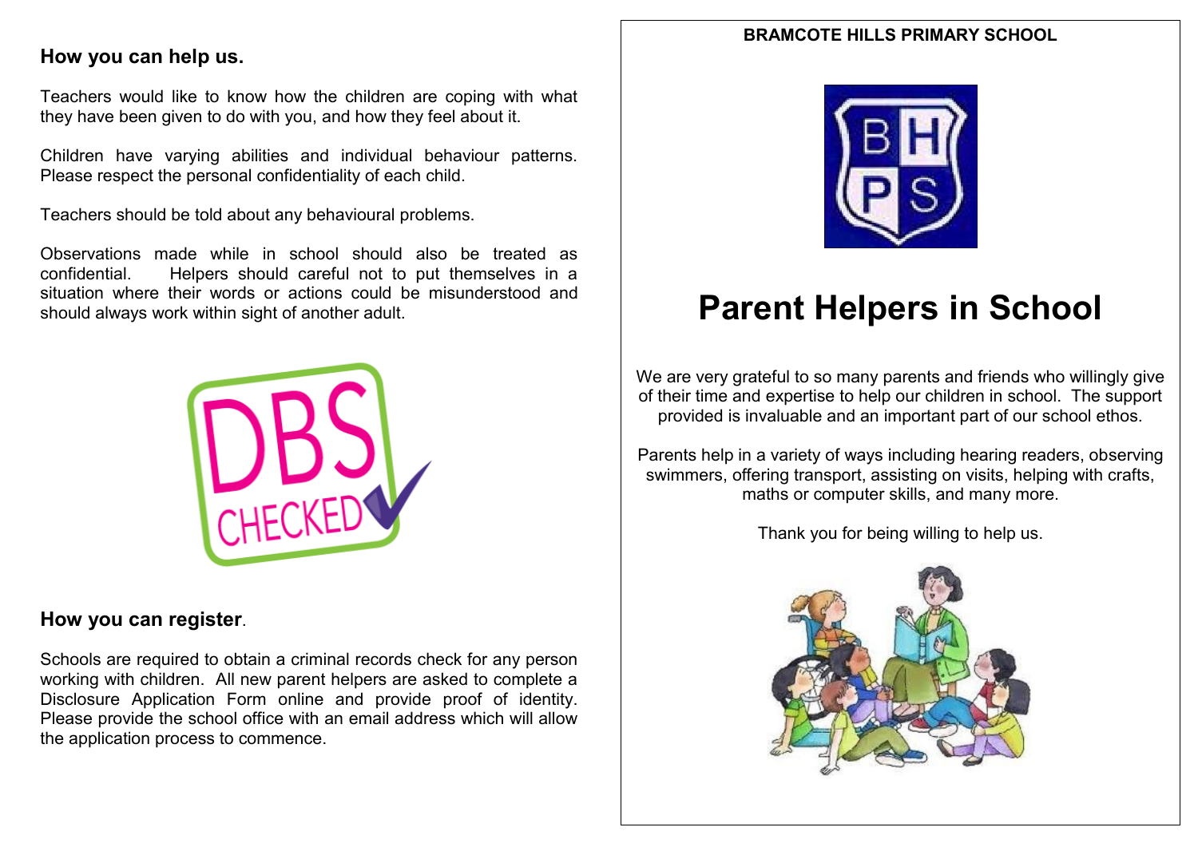## How you can help us.

Teachers would like to know how the children are coping with what they have been given to do with you, and how they feel about it.

Children have varying abilities and individual behaviour patterns. Please respect the personal confidentiality of each child.

Teachers should be told about any behavioural problems.

Observations made while in school should also be treated as confidential. Helpers should careful not to put themselves in a situation where their words or actions could be misunderstood and should always work within sight of another adult.

## How you can register.

Schools are required to obtain a criminal records check for any person working with children. All new parent helpers are asked to complete a Disclosure Application Form online and provide proof of identity. Please provide the school office with an email address which will allow the application process to commence.

**BRAMCOTE HILLS PRIMARY SCHOOL**

# Parent Helpers in School

We are very grateful to so many parents and friends who willingly give of their time and expertise to help our children in school. The support provided is invaluable and an important part of our school ethos.

Parents help in a variety of ways including hearing readers, observing swimmers, offering transport, assisting on visits, helping with crafts, maths or computer skills, and many more.

Thank you for being willing to help us.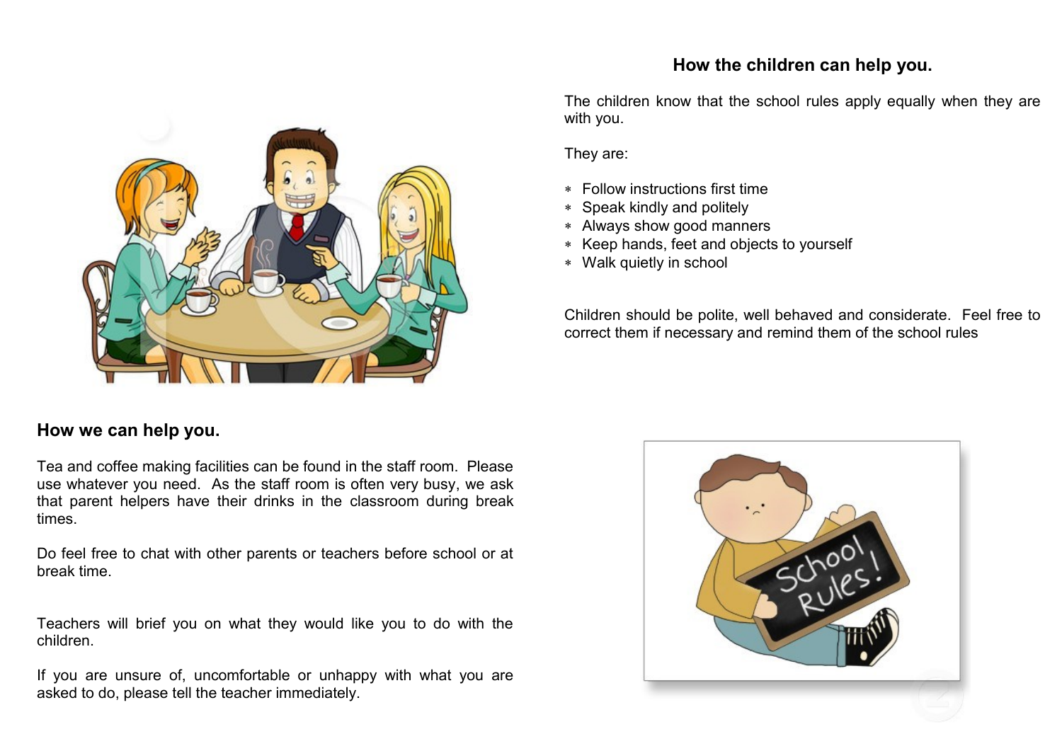## How the children can help you.

The children know that the school rules apply equally when they are with you.

They are:

* Follow instructions first time
* Speak kindly and politely
* Always show good manners
* Keep hands, feet and objects to yourself
* Walk quietly in school

Children should be polite, well behaved and considerate. Feel free to correct them if necessary and remind them of the school rules

## How we can help you.

Tea and coffee making facilities can be found in the staff room. Please use whatever you need. As the staff room is often very busy, we ask that parent helpers have their drinks in the classroom during break times.

Do feel free to chat with other parents or teachers before school or at break time.

Teachers will brief you on what they would like you to do with the children.

If you are unsure of, uncomfortable or unhappy with what you are asked to do, please tell the teacher immediately.